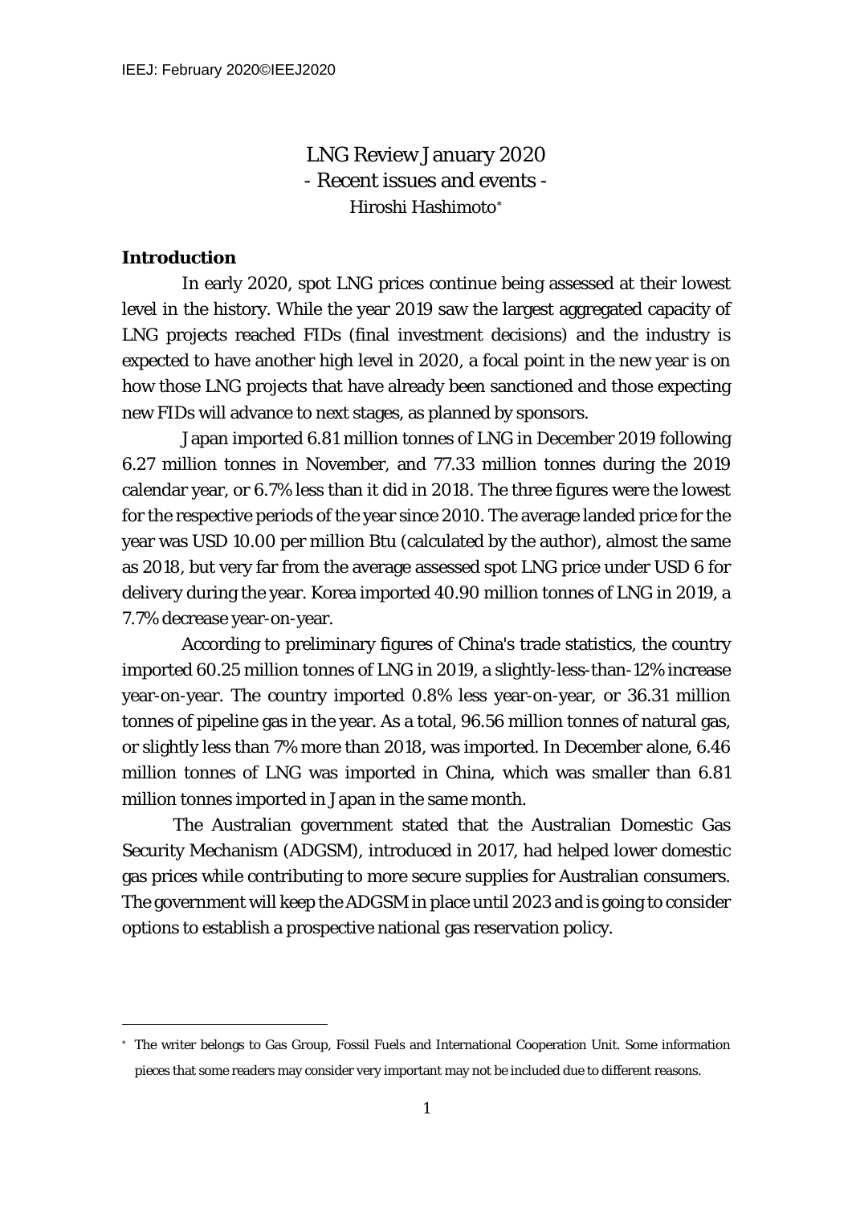# LNG Review January 2020

## - Recent issues and events -

Hiroshi Hashimoto*

### Introduction

In early 2020, spot LNG prices continue being assessed at their lowest level in the history. While the year 2019 saw the largest aggregated capacity of LNG projects reached FIDs (final investment decisions) and the industry is expected to have another high level in 2020, a focal point in the new year is on how those LNG projects that have already been sanctioned and those expecting new FIDs will advance to next stages, as planned by sponsors.

Japan imported 6.81 million tonnes of LNG in December 2019 following 6.27 million tonnes in November, and 77.33 million tonnes during the 2019 calendar year, or 6.7% less than it did in 2018. The three figures were the lowest for the respective periods of the year since 2010. The average landed price for the year was USD 10.00 per million Btu (calculated by the author), almost the same as 2018, but very far from the average assessed spot LNG price under USD 6 for delivery during the year. Korea imported 40.90 million tonnes of LNG in 2019, a 7.7% decrease year-on-year.

According to preliminary figures of China's trade statistics, the country imported 60.25 million tonnes of LNG in 2019, a slightly-less-than-12% increase year-on-year. The country imported 0.8% less year-on-year, or 36.31 million tonnes of pipeline gas in the year. As a total, 96.56 million tonnes of natural gas, or slightly less than 7% more than 2018, was imported. In December alone, 6.46 million tonnes of LNG was imported in China, which was smaller than 6.81 million tonnes imported in Japan in the same month.

The Australian government stated that the Australian Domestic Gas Security Mechanism (ADGSM), introduced in 2017, had helped lower domestic gas prices while contributing to more secure supplies for Australian consumers. The government will keep the ADGSM in place until 2023 and is going to consider options to establish a prospective national gas reservation policy.

---

* The writer belongs to Gas Group, Fossil Fuels and International Cooperation Unit. Some information pieces that some readers may consider very important may not be included due to different reasons.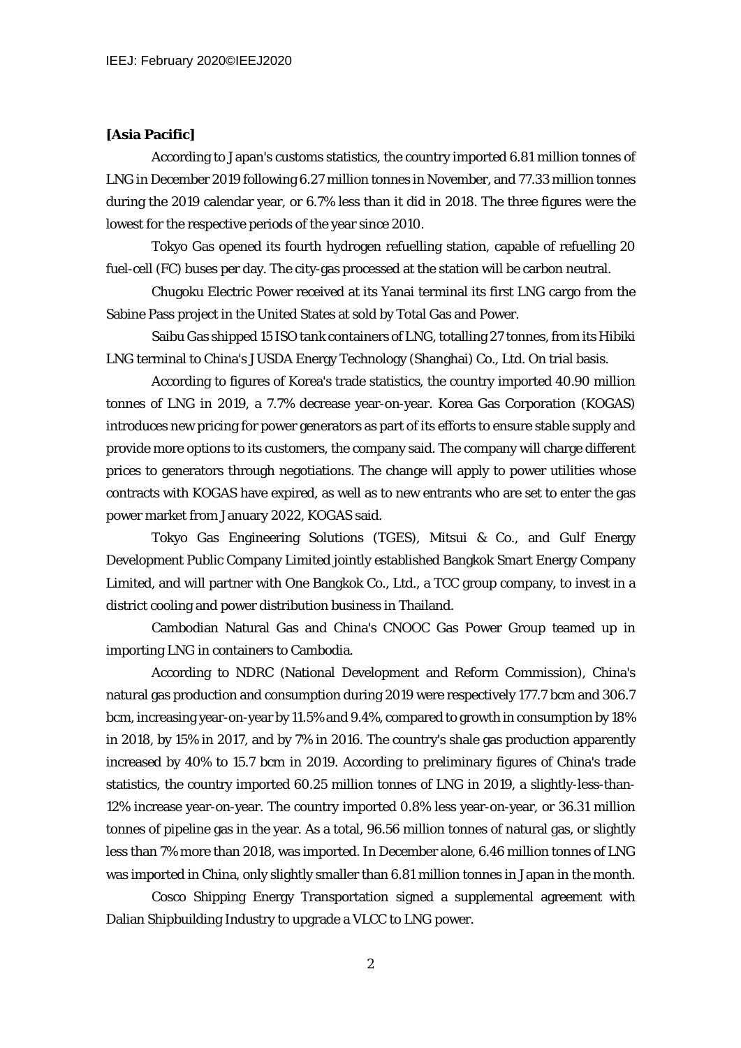**[Asia Pacific]**

According to Japan's customs statistics, the country imported 6.81 million tonnes of LNG in December 2019 following 6.27 million tonnes in November, and 77.33 million tonnes during the 2019 calendar year, or 6.7% less than it did in 2018. The three figures were the lowest for the respective periods of the year since 2010.

Tokyo Gas opened its fourth hydrogen refuelling station, capable of refuelling 20 fuel-cell (FC) buses per day. The city-gas processed at the station will be carbon neutral.

Chugoku Electric Power received at its Yanai terminal its first LNG cargo from the Sabine Pass project in the United States at sold by Total Gas and Power.

Saibu Gas shipped 15 ISO tank containers of LNG, totalling 27 tonnes, from its Hibiki LNG terminal to China's JUSDA Energy Technology (Shanghai) Co., Ltd. On trial basis.

According to figures of Korea's trade statistics, the country imported 40.90 million tonnes of LNG in 2019, a 7.7% decrease year-on-year. Korea Gas Corporation (KOGAS) introduces new pricing for power generators as part of its efforts to ensure stable supply and provide more options to its customers, the company said. The company will charge different prices to generators through negotiations. The change will apply to power utilities whose contracts with KOGAS have expired, as well as to new entrants who are set to enter the gas power market from January 2022, KOGAS said.

Tokyo Gas Engineering Solutions (TGES), Mitsui & Co., and Gulf Energy Development Public Company Limited jointly established Bangkok Smart Energy Company Limited, and will partner with One Bangkok Co., Ltd., a TCC group company, to invest in a district cooling and power distribution business in Thailand.

Cambodian Natural Gas and China's CNOOC Gas Power Group teamed up in importing LNG in containers to Cambodia.

According to NDRC (National Development and Reform Commission), China's natural gas production and consumption during 2019 were respectively 177.7 bcm and 306.7 bcm, increasing year-on-year by 11.5% and 9.4%, compared to growth in consumption by 18% in 2018, by 15% in 2017, and by 7% in 2016. The country's shale gas production apparently increased by 40% to 15.7 bcm in 2019. According to preliminary figures of China's trade statistics, the country imported 60.25 million tonnes of LNG in 2019, a slightly-less-than-12% increase year-on-year. The country imported 0.8% less year-on-year, or 36.31 million tonnes of pipeline gas in the year. As a total, 96.56 million tonnes of natural gas, or slightly less than 7% more than 2018, was imported. In December alone, 6.46 million tonnes of LNG was imported in China, only slightly smaller than 6.81 million tonnes in Japan in the month.

Cosco Shipping Energy Transportation signed a supplemental agreement with Dalian Shipbuilding Industry to upgrade a VLCC to LNG power.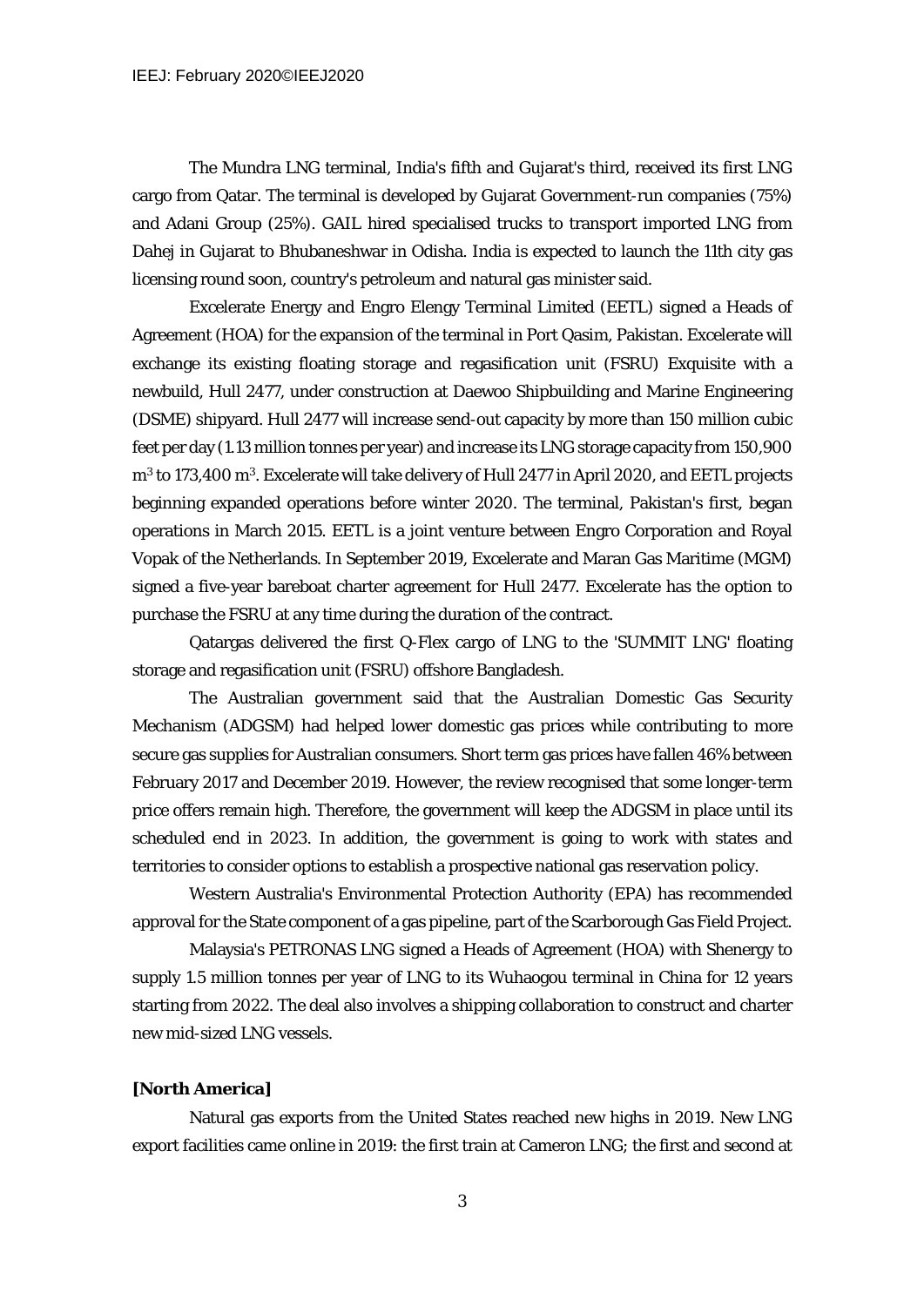The Mundra LNG terminal, India's fifth and Gujarat's third, received its first LNG cargo from Qatar. The terminal is developed by Gujarat Government-run companies (75%) and Adani Group (25%). GAIL hired specialised trucks to transport imported LNG from Dahej in Gujarat to Bhubaneshwar in Odisha. India is expected to launch the 11th city gas licensing round soon, country's petroleum and natural gas minister said.

Excelerate Energy and Engro Elengy Terminal Limited (EETL) signed a Heads of Agreement (HOA) for the expansion of the terminal in Port Qasim, Pakistan. Excelerate will exchange its existing floating storage and regasification unit (FSRU) Exquisite with a newbuild, Hull 2477, under construction at Daewoo Shipbuilding and Marine Engineering (DSME) shipyard. Hull 2477 will increase send-out capacity by more than 150 million cubic feet per day (1.13 million tonnes per year) and increase its LNG storage capacity from 150,900 $m^3$ to 173,400 $m^3$. Excelerate will take delivery of Hull 2477 in April 2020, and EETL projects beginning expanded operations before winter 2020. The terminal, Pakistan's first, began operations in March 2015. EETL is a joint venture between Engro Corporation and Royal Vopak of the Netherlands. In September 2019, Excelerate and Maran Gas Maritime (MGM) signed a five-year bareboat charter agreement for Hull 2477. Excelerate has the option to purchase the FSRU at any time during the duration of the contract.

Qatargas delivered the first Q-Flex cargo of LNG to the 'SUMMIT LNG' floating storage and regasification unit (FSRU) offshore Bangladesh.

The Australian government said that the Australian Domestic Gas Security Mechanism (ADGSM) had helped lower domestic gas prices while contributing to more secure gas supplies for Australian consumers. Short term gas prices have fallen 46% between February 2017 and December 2019. However, the review recognised that some longer-term price offers remain high. Therefore, the government will keep the ADGSM in place until its scheduled end in 2023. In addition, the government is going to work with states and territories to consider options to establish a prospective national gas reservation policy.

Western Australia's Environmental Protection Authority (EPA) has recommended approval for the State component of a gas pipeline, part of the Scarborough Gas Field Project.

Malaysia's PETRONAS LNG signed a Heads of Agreement (HOA) with Shenergy to supply 1.5 million tonnes per year of LNG to its Wuhaogou terminal in China for 12 years starting from 2022. The deal also involves a shipping collaboration to construct and charter new mid-sized LNG vessels.

**[North America]**

Natural gas exports from the United States reached new highs in 2019. New LNG export facilities came online in 2019: the first train at Cameron LNG; the first and second at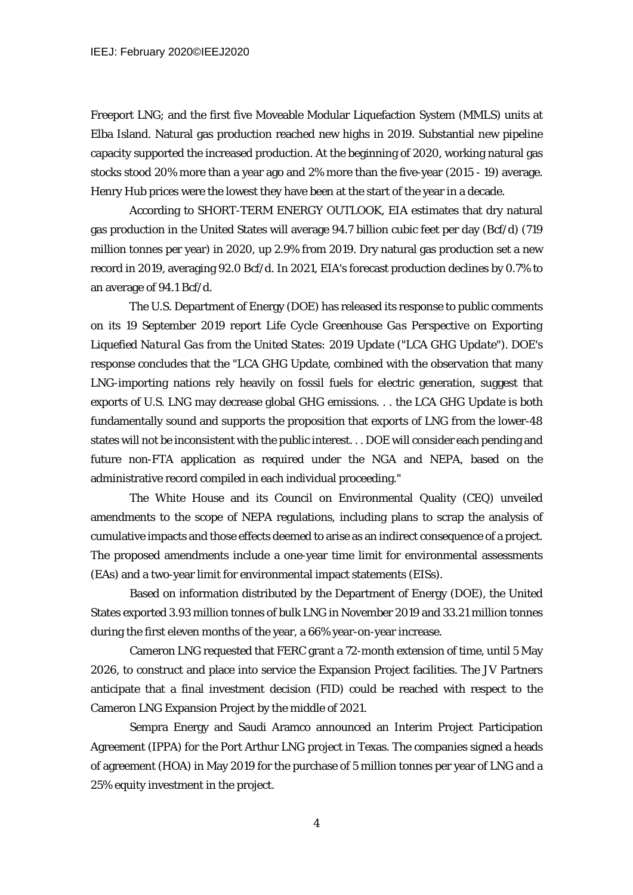Freeport LNG; and the first five Moveable Modular Liquefaction System (MMLS) units at Elba Island. Natural gas production reached new highs in 2019. Substantial new pipeline capacity supported the increased production. At the beginning of 2020, working natural gas stocks stood 20% more than a year ago and 2% more than the five-year (2015 - 19) average. Henry Hub prices were the lowest they have been at the start of the year in a decade.

According to SHORT-TERM ENERGY OUTLOOK, EIA estimates that dry natural gas production in the United States will average 94.7 billion cubic feet per day (Bcf/d) (719 million tonnes per year) in 2020, up 2.9% from 2019. Dry natural gas production set a new record in 2019, averaging 92.0 Bcf/d. In 2021, EIA's forecast production declines by 0.7% to an average of 94.1 Bcf/d.

The U.S. Department of Energy (DOE) has released its response to public comments on its 19 September 2019 report *Life Cycle Greenhouse Gas Perspective on Exporting Liquefied Natural Gas from the United States: 2019 Update* ("*LCA GHG Update*"). DOE's response concludes that the "*LCA GHG Update*, combined with the observation that many LNG-importing nations rely heavily on fossil fuels for electric generation, suggest that exports of U.S. LNG may decrease global GHG emissions. . . the *LCA GHG Update* is both fundamentally sound and supports the proposition that exports of LNG from the lower-48 states will not be inconsistent with the public interest. . . DOE will consider each pending and future non-FTA application as required under the NGA and NEPA, based on the administrative record compiled in each individual proceeding."

The White House and its Council on Environmental Quality (CEQ) unveiled amendments to the scope of NEPA regulations, including plans to scrap the analysis of cumulative impacts and those effects deemed to arise as an indirect consequence of a project. The proposed amendments include a one-year time limit for environmental assessments (EAs) and a two-year limit for environmental impact statements (EISs).

Based on information distributed by the Department of Energy (DOE), the United States exported 3.93 million tonnes of bulk LNG in November 2019 and 33.21 million tonnes during the first eleven months of the year, a 66% year-on-year increase.

Cameron LNG requested that FERC grant a 72-month extension of time, until 5 May 2026, to construct and place into service the Expansion Project facilities. The JV Partners anticipate that a final investment decision (FID) could be reached with respect to the Cameron LNG Expansion Project by the middle of 2021.

Sempra Energy and Saudi Aramco announced an Interim Project Participation Agreement (IPPA) for the Port Arthur LNG project in Texas. The companies signed a heads of agreement (HOA) in May 2019 for the purchase of 5 million tonnes per year of LNG and a 25% equity investment in the project.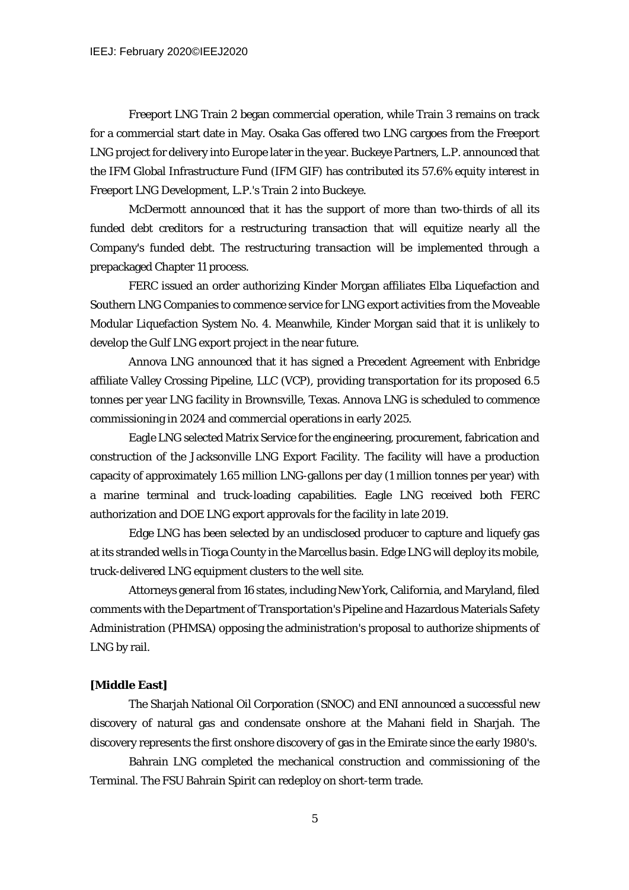Freeport LNG Train 2 began commercial operation, while Train 3 remains on track for a commercial start date in May. Osaka Gas offered two LNG cargoes from the Freeport LNG project for delivery into Europe later in the year. Buckeye Partners, L.P. announced that the IFM Global Infrastructure Fund (IFM GIF) has contributed its 57.6% equity interest in Freeport LNG Development, L.P.'s Train 2 into Buckeye.

McDermott announced that it has the support of more than two-thirds of all its funded debt creditors for a restructuring transaction that will equitize nearly all the Company's funded debt. The restructuring transaction will be implemented through a prepackaged Chapter 11 process.

FERC issued an order authorizing Kinder Morgan affiliates Elba Liquefaction and Southern LNG Companies to commence service for LNG export activities from the Moveable Modular Liquefaction System No. 4. Meanwhile, Kinder Morgan said that it is unlikely to develop the Gulf LNG export project in the near future.

Annova LNG announced that it has signed a Precedent Agreement with Enbridge affiliate Valley Crossing Pipeline, LLC (VCP), providing transportation for its proposed 6.5 tonnes per year LNG facility in Brownsville, Texas. Annova LNG is scheduled to commence commissioning in 2024 and commercial operations in early 2025.

Eagle LNG selected Matrix Service for the engineering, procurement, fabrication and construction of the Jacksonville LNG Export Facility. The facility will have a production capacity of approximately 1.65 million LNG-gallons per day (1 million tonnes per year) with a marine terminal and truck-loading capabilities. Eagle LNG received both FERC authorization and DOE LNG export approvals for the facility in late 2019.

Edge LNG has been selected by an undisclosed producer to capture and liquefy gas at its stranded wells in Tioga County in the Marcellus basin. Edge LNG will deploy its mobile, truck-delivered LNG equipment clusters to the well site.

Attorneys general from 16 states, including New York, California, and Maryland, filed comments with the Department of Transportation's Pipeline and Hazardous Materials Safety Administration (PHMSA) opposing the administration's proposal to authorize shipments of LNG by rail.

**[Middle East]**

The Sharjah National Oil Corporation (SNOC) and ENI announced a successful new discovery of natural gas and condensate onshore at the Mahani field in Sharjah. The discovery represents the first onshore discovery of gas in the Emirate since the early 1980's.

Bahrain LNG completed the mechanical construction and commissioning of the Terminal. The FSU Bahrain Spirit can redeploy on short-term trade.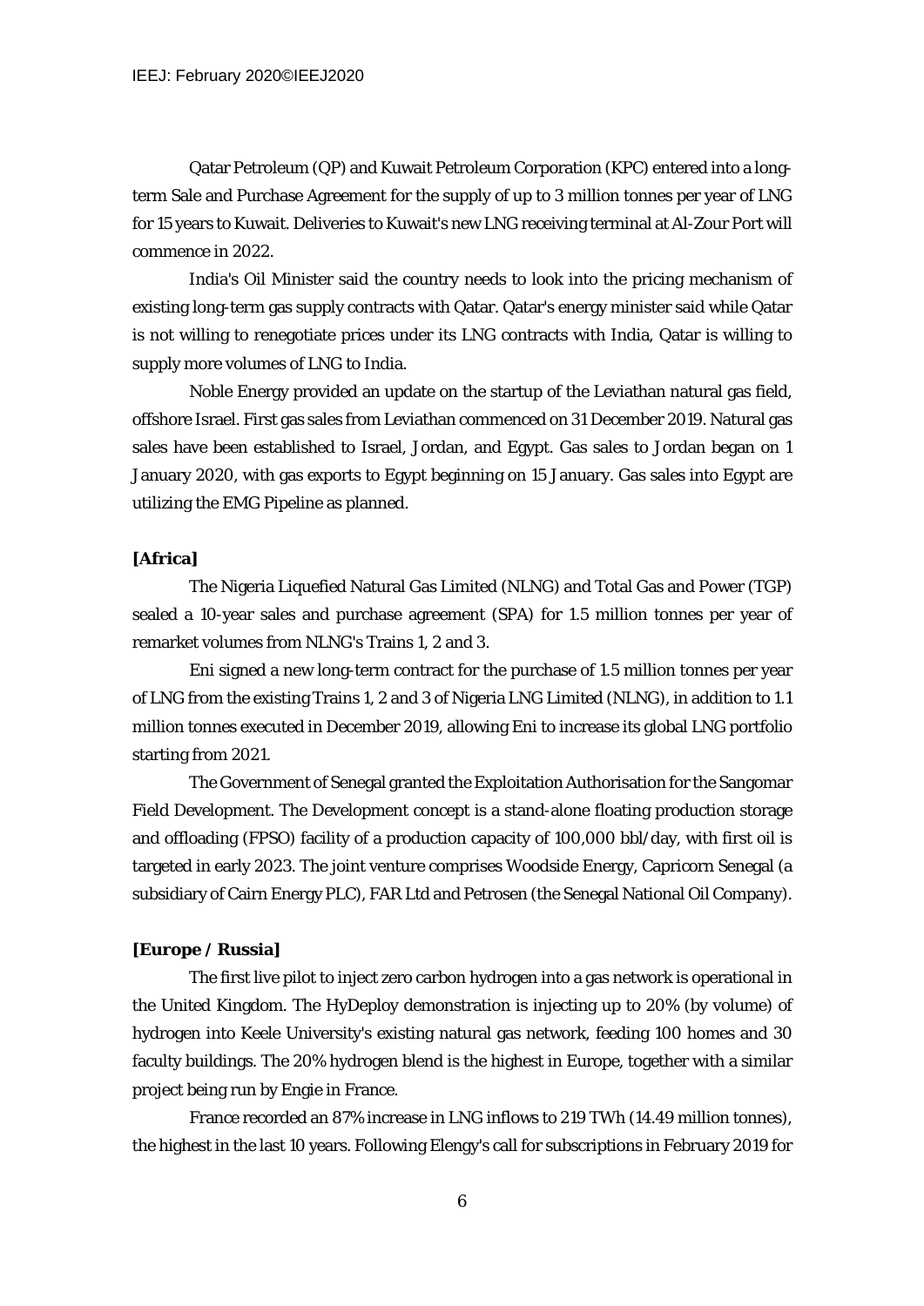Qatar Petroleum (QP) and Kuwait Petroleum Corporation (KPC) entered into a long-term Sale and Purchase Agreement for the supply of up to 3 million tonnes per year of LNG for 15 years to Kuwait. Deliveries to Kuwait's new LNG receiving terminal at Al-Zour Port will commence in 2022.

India's Oil Minister said the country needs to look into the pricing mechanism of existing long-term gas supply contracts with Qatar. Qatar's energy minister said while Qatar is not willing to renegotiate prices under its LNG contracts with India, Qatar is willing to supply more volumes of LNG to India.

Noble Energy provided an update on the startup of the Leviathan natural gas field, offshore Israel. First gas sales from Leviathan commenced on 31 December 2019. Natural gas sales have been established to Israel, Jordan, and Egypt. Gas sales to Jordan began on 1 January 2020, with gas exports to Egypt beginning on 15 January. Gas sales into Egypt are utilizing the EMG Pipeline as planned.

**[Africa]**

The Nigeria Liquefied Natural Gas Limited (NLNG) and Total Gas and Power (TGP) sealed a 10-year sales and purchase agreement (SPA) for 1.5 million tonnes per year of remarket volumes from NLNG's Trains 1, 2 and 3.

Eni signed a new long-term contract for the purchase of 1.5 million tonnes per year of LNG from the existing Trains 1, 2 and 3 of Nigeria LNG Limited (NLNG), in addition to 1.1 million tonnes executed in December 2019, allowing Eni to increase its global LNG portfolio starting from 2021.

The Government of Senegal granted the Exploitation Authorisation for the Sangomar Field Development. The Development concept is a stand-alone floating production storage and offloading (FPSO) facility of a production capacity of 100,000 bbl/day, with first oil is targeted in early 2023. The joint venture comprises Woodside Energy, Capricorn Senegal (a subsidiary of Cairn Energy PLC), FAR Ltd and Petrosen (the Senegal National Oil Company).

**[Europe / Russia]**

The first live pilot to inject zero carbon hydrogen into a gas network is operational in the United Kingdom. The HyDeploy demonstration is injecting up to 20% (by volume) of hydrogen into Keele University's existing natural gas network, feeding 100 homes and 30 faculty buildings. The 20% hydrogen blend is the highest in Europe, together with a similar project being run by Engie in France.

France recorded an 87% increase in LNG inflows to 219 TWh (14.49 million tonnes), the highest in the last 10 years. Following Elengy's call for subscriptions in February 2019 for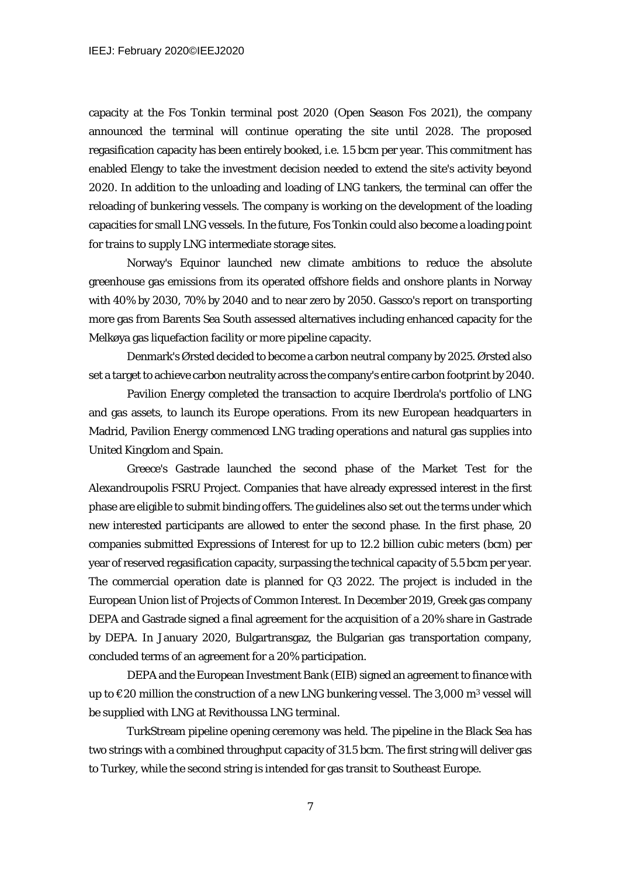capacity at the Fos Tonkin terminal post 2020 (Open Season Fos 2021), the company announced the terminal will continue operating the site until 2028. The proposed regasification capacity has been entirely booked, i.e. 1.5 bcm per year. This commitment has enabled Elengy to take the investment decision needed to extend the site's activity beyond 2020. In addition to the unloading and loading of LNG tankers, the terminal can offer the reloading of bunkering vessels. The company is working on the development of the loading capacities for small LNG vessels. In the future, Fos Tonkin could also become a loading point for trains to supply LNG intermediate storage sites.

Norway's Equinor launched new climate ambitions to reduce the absolute greenhouse gas emissions from its operated offshore fields and onshore plants in Norway with 40% by 2030, 70% by 2040 and to near zero by 2050. Gassco's report on transporting more gas from Barents Sea South assessed alternatives including enhanced capacity for the Melkøya gas liquefaction facility or more pipeline capacity.

Denmark's Ørsted decided to become a carbon neutral company by 2025. Ørsted also set a target to achieve carbon neutrality across the company's entire carbon footprint by 2040.

Pavilion Energy completed the transaction to acquire Iberdrola's portfolio of LNG and gas assets, to launch its Europe operations. From its new European headquarters in Madrid, Pavilion Energy commenced LNG trading operations and natural gas supplies into United Kingdom and Spain.

Greece's Gastrade launched the second phase of the Market Test for the Alexandroupolis FSRU Project. Companies that have already expressed interest in the first phase are eligible to submit binding offers. The guidelines also set out the terms under which new interested participants are allowed to enter the second phase. In the first phase, 20 companies submitted Expressions of Interest for up to 12.2 billion cubic meters (bcm) per year of reserved regasification capacity, surpassing the technical capacity of 5.5 bcm per year. The commercial operation date is planned for Q3 2022. The project is included in the European Union list of Projects of Common Interest. In December 2019, Greek gas company DEPA and Gastrade signed a final agreement for the acquisition of a 20% share in Gastrade by DEPA. In January 2020, Bulgartransgaz, the Bulgarian gas transportation company, concluded terms of an agreement for a 20% participation.

DEPA and the European Investment Bank (EIB) signed an agreement to finance with up to €20 million the construction of a new LNG bunkering vessel. The 3,000 $m^3$ vessel will be supplied with LNG at Revithoussa LNG terminal.

TurkStream pipeline opening ceremony was held. The pipeline in the Black Sea has two strings with a combined throughput capacity of 31.5 bcm. The first string will deliver gas to Turkey, while the second string is intended for gas transit to Southeast Europe.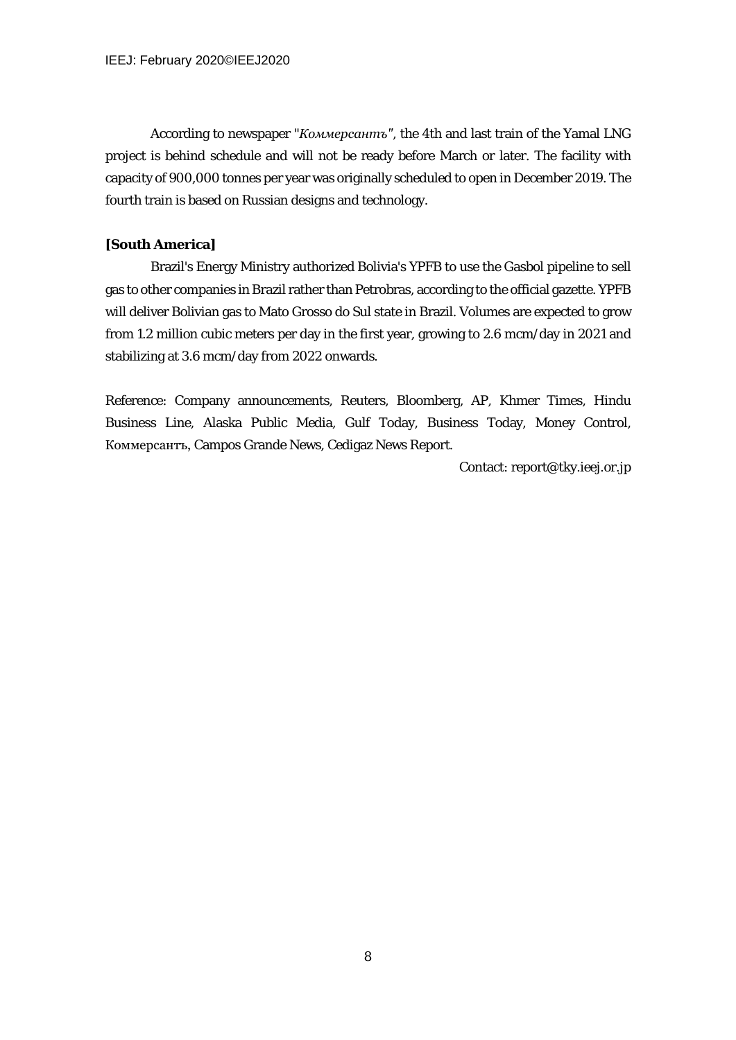According to newspaper "*Коммерсантъ*", the 4th and last train of the Yamal LNG project is behind schedule and will not be ready before March or later. The facility with capacity of 900,000 tonnes per year was originally scheduled to open in December 2019. The fourth train is based on Russian designs and technology.

**[South America]**

Brazil's Energy Ministry authorized Bolivia's YPFB to use the Gasbol pipeline to sell gas to other companies in Brazil rather than Petrobras, according to the official gazette. YPFB will deliver Bolivian gas to Mato Grosso do Sul state in Brazil. Volumes are expected to grow from 1.2 million cubic meters per day in the first year, growing to 2.6 mcm/day in 2021 and stabilizing at 3.6 mcm/day from 2022 onwards.

Reference: Company announcements, Reuters, Bloomberg, AP, Khmer Times, Hindu Business Line, Alaska Public Media, Gulf Today, Business Today, Money Control, Коммерсантъ, Campos Grande News, Cedigaz News Report.

Contact: report@tky.ieej.or.jp